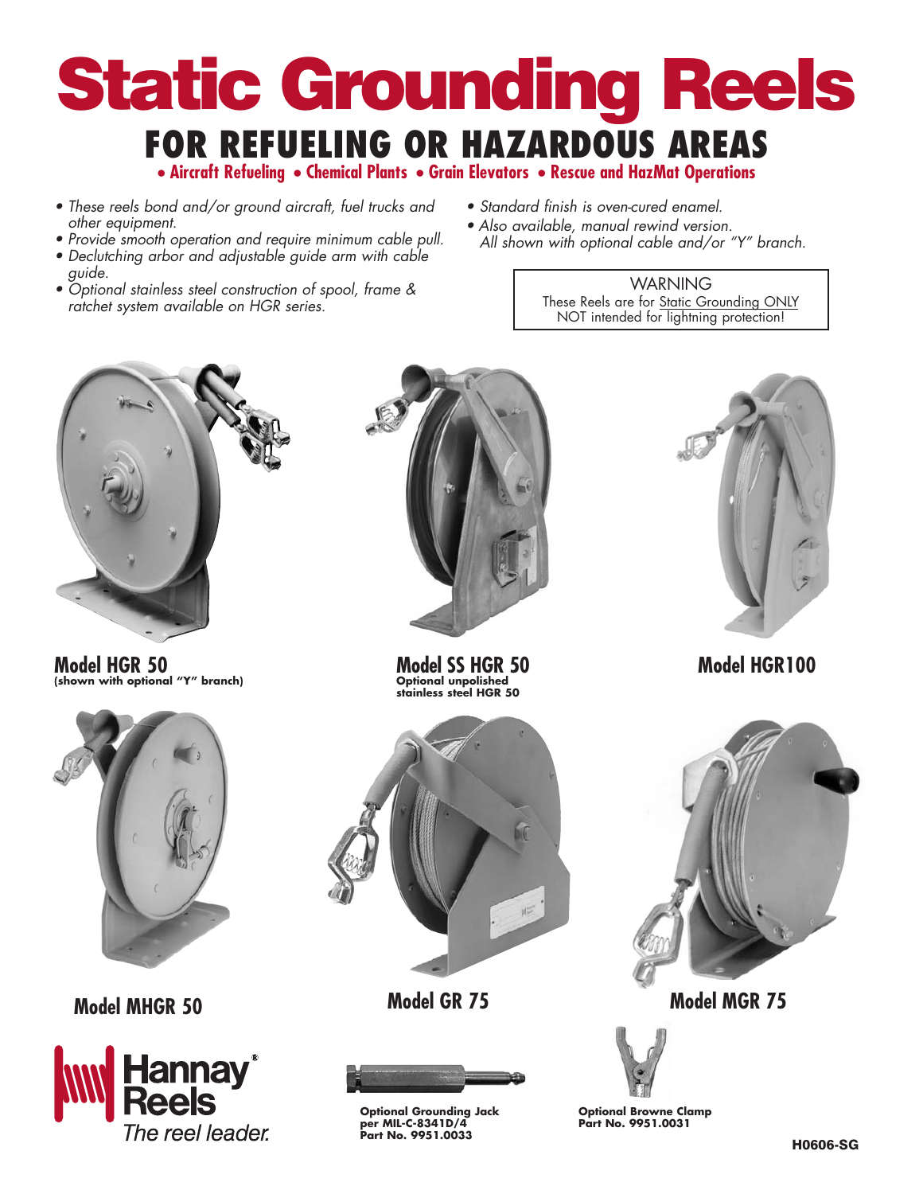# Static Grounding Reels

## FOR REFUELING OR HAZARDOUS AREAS

**• Aircraft Refueling • Chemical Plants • Grain Elevators • Rescue and HazMat Operations**

- *These reels bond and/or ground aircraft, fuel trucks and other equipment.*
- *Provide smooth operation and require minimum cable pull.*
- *Declutching arbor and adjustable guide arm with cable guide.*
- *Optional stainless steel construction of spool, frame & ratchet system available on HGR series.*
- *Standard finish is oven-cured enamel.*
- *Also available, manual rewind version.*
  *All shown with optional cable and/or "Y" branch.*

WARNING
These Reels are for Static Grounding ONLY
NOT intended for lightning protection!

**Model HGR 50**
**(shown with optional "Y" branch)**

**Model SS HGR 50**
**Optional unpolished stainless steel HGR 50**

**Model HGR100**

**Model MHGR 50**

**Model GR 75**

**Model MGR 75**

Hannay® Reels
*The reel leader.*

**Optional Grounding Jack per MIL-C-8341D/4**
**Part No. 9951.0033**

**Optional Browne Clamp**
**Part No. 9951.0031**

**H0606-SG**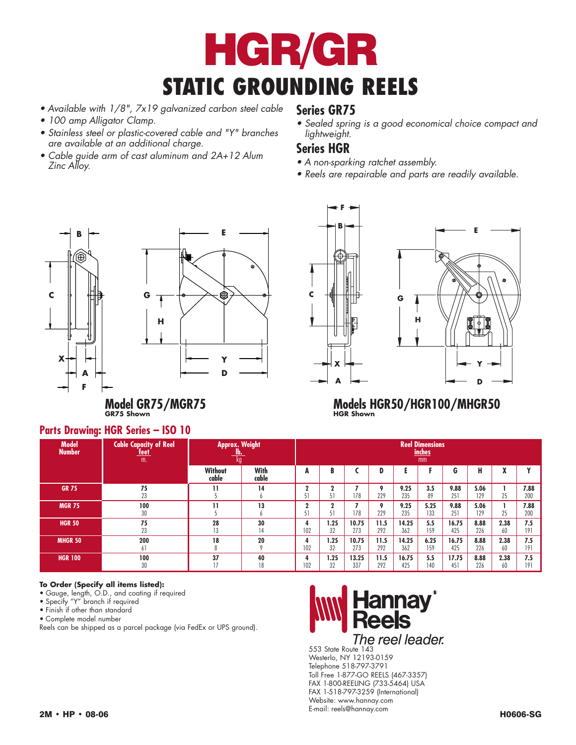# HGR/GR

## STATIC GROUNDING REELS

- *Available with 1/8", 7x19 galvanized carbon steel cable*
- *100 amp Alligator Clamp.*
- *Stainless steel or plastic-covered cable and "Y" branches are available at an additional charge.*
- *Cable guide arm of cast aluminum and 2A+12 Alum Zinc Alloy.*

### Series GR75

- *Sealed spring is a good economical choice compact and lightweight.*

### Series HGR

- *A non-sparking ratchet assembly.*
- *Reels are repairable and parts are readily available.*

B
C
X
A
F
E
G
H
Y
D

**Model GR75/MGR75**
**GR75 Shown**

F
B
C
X
A
E
G
H
Y
D

**Models HGR50/HGR100/MHGR50**
**HGR Shown**

### Parts Drawing: HGR Series – ISO 10

| Model Number | Cable Capacity of Reel feet / m. | Approx. Weight lb. / kg | | Reel Dimensions inches / mm | | | | | | | | | |
|---|---|---|---|---|---|---|---|---|---|---|---|---|---|
| | | Without cable | With cable | A | B | C | D | E | F | G | H | X | Y |
| GR 75 | 75 / 23 | 11 / 5 | 14 / 6 | 2 / 51 | 2 / 51 | 7 / 178 | 9 / 229 | 9.25 / 235 | 3.5 / 89 | 9.88 / 251 | 5.06 / 129 | 1 / 25 | 7.88 / 200 |
| MGR 75 | 100 / 30 | 11 / 5 | 13 / 6 | 2 / 51 | 2 / 51 | 7 / 178 | 9 / 229 | 9.25 / 235 | 5.25 / 133 | 9.88 / 251 | 5.06 / 129 | 1 / 25 | 7.88 / 200 |
| HGR 50 | 75 / 23 | 28 / 13 | 30 / 14 | 4 / 102 | 1.25 / 32 | 10.75 / 273 | 11.5 / 292 | 14.25 / 362 | 5.5 / 159 | 16.75 / 425 | 8.88 / 226 | 2.38 / 60 | 7.5 / 191 |
| MHGR 50 | 200 / 61 | 18 / 8 | 20 / 9 | 4 / 102 | 1.25 / 32 | 10.75 / 273 | 11.5 / 292 | 14.25 / 362 | 6.25 / 159 | 16.75 / 425 | 8.88 / 226 | 2.38 / 60 | 7.5 / 191 |
| HGR 100 | 100 / 30 | 37 / 17 | 40 / 18 | 4 / 102 | 1.25 / 32 | 13.25 / 337 | 11.5 / 292 | 16.75 / 425 | 5.5 / 140 | 17.75 / 451 | 8.88 / 226 | 2.38 / 60 | 7.5 / 191 |

**To Order (Specify all items listed):**

- Gauge, length, O.D., and coating if required
- Specify "Y" branch if required
- Finish if other than standard
- Complete model number

Reels can be shipped as a parcel package (via FedEx or UPS ground).

**Hannay Reels®**
*The reel leader.*

553 State Route 143
Westerlo, NY 12193-0159
Telephone 518-797-3791
Toll Free 1-877-GO REELS (467-3357)
FAX 1-800-REELING (733-5464) USA
FAX 1-518-797-3259 (International)
Website: www.hannay.com
E-mail: reels@hannay.com

2M • HP • 08-06

H0606-SG